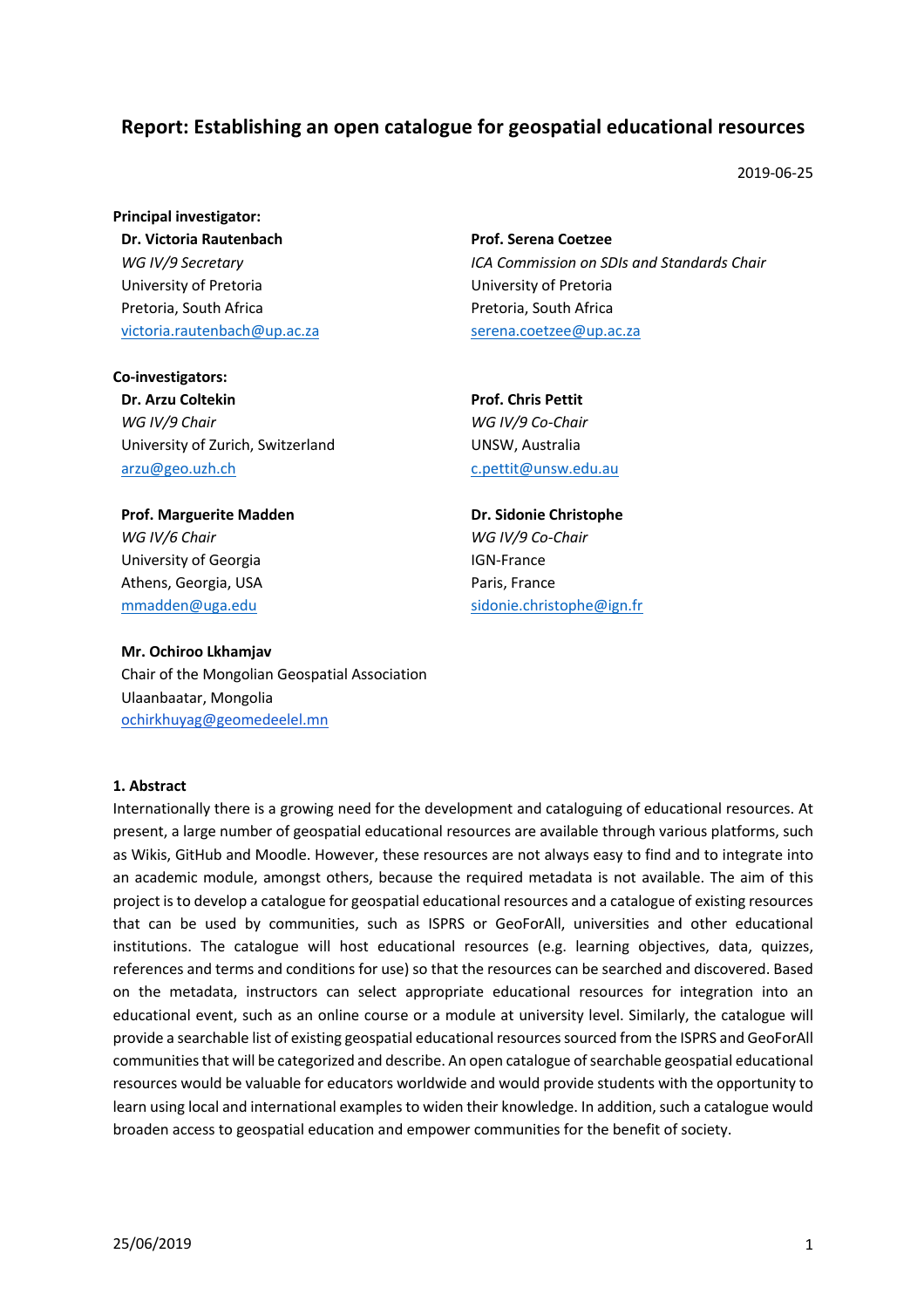# Report: Establishing an open catalogue for geospatial educational resources

2019-06-25

**Principal investigator:**

**Dr. Victoria Rautenbach**
*WG IV/9 Secretary*
University of Pretoria
Pretoria, South Africa
victoria.rautenbach@up.ac.za

**Prof. Serena Coetzee**
*ICA Commission on SDIs and Standards Chair*
University of Pretoria
Pretoria, South Africa
serena.coetzee@up.ac.za

**Co-investigators:**

**Dr. Arzu Coltekin**
*WG IV/9 Chair*
University of Zurich, Switzerland
arzu@geo.uzh.ch

**Prof. Chris Pettit**
*WG IV/9 Co-Chair*
UNSW, Australia
c.pettit@unsw.edu.au

**Prof. Marguerite Madden**
*WG IV/6 Chair*
University of Georgia
Athens, Georgia, USA
mmadden@uga.edu

**Dr. Sidonie Christophe**
*WG IV/9 Co-Chair*
IGN-France
Paris, France
sidonie.christophe@ign.fr

**Mr. Ochiroo Lkhamjav**
Chair of the Mongolian Geospatial Association
Ulaanbaatar, Mongolia
ochirkhuyag@geomedeelel.mn

## 1. Abstract

Internationally there is a growing need for the development and cataloguing of educational resources. At present, a large number of geospatial educational resources are available through various platforms, such as Wikis, GitHub and Moodle. However, these resources are not always easy to find and to integrate into an academic module, amongst others, because the required metadata is not available. The aim of this project is to develop a catalogue for geospatial educational resources and a catalogue of existing resources that can be used by communities, such as ISPRS or GeoForAll, universities and other educational institutions. The catalogue will host educational resources (e.g. learning objectives, data, quizzes, references and terms and conditions for use) so that the resources can be searched and discovered. Based on the metadata, instructors can select appropriate educational resources for integration into an educational event, such as an online course or a module at university level. Similarly, the catalogue will provide a searchable list of existing geospatial educational resources sourced from the ISPRS and GeoForAll communities that will be categorized and describe. An open catalogue of searchable geospatial educational resources would be valuable for educators worldwide and would provide students with the opportunity to learn using local and international examples to widen their knowledge. In addition, such a catalogue would broaden access to geospatial education and empower communities for the benefit of society.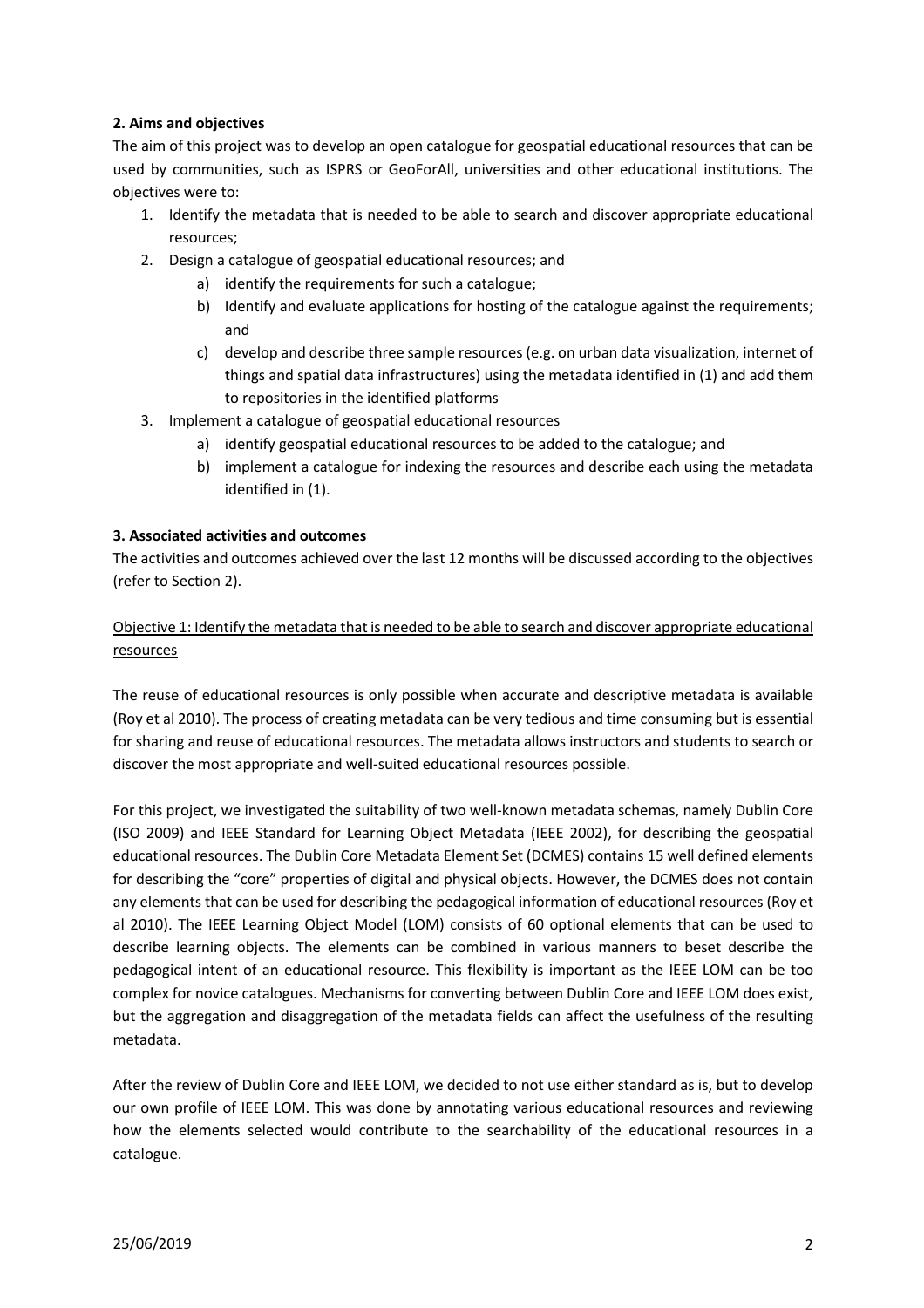## 2. Aims and objectives

The aim of this project was to develop an open catalogue for geospatial educational resources that can be used by communities, such as ISPRS or GeoForAll, universities and other educational institutions. The objectives were to:

1. Identify the metadata that is needed to be able to search and discover appropriate educational resources;
2. Design a catalogue of geospatial educational resources; and
    a) identify the requirements for such a catalogue;
    b) Identify and evaluate applications for hosting of the catalogue against the requirements; and
    c) develop and describe three sample resources (e.g. on urban data visualization, internet of things and spatial data infrastructures) using the metadata identified in (1) and add them to repositories in the identified platforms
3. Implement a catalogue of geospatial educational resources
    a) identify geospatial educational resources to be added to the catalogue; and
    b) implement a catalogue for indexing the resources and describe each using the metadata identified in (1).

## 3. Associated activities and outcomes

The activities and outcomes achieved over the last 12 months will be discussed according to the objectives (refer to Section 2).

<u>Objective 1: Identify the metadata that is needed to be able to search and discover appropriate educational resources</u>

The reuse of educational resources is only possible when accurate and descriptive metadata is available (Roy et al 2010). The process of creating metadata can be very tedious and time consuming but is essential for sharing and reuse of educational resources. The metadata allows instructors and students to search or discover the most appropriate and well-suited educational resources possible.

For this project, we investigated the suitability of two well-known metadata schemas, namely Dublin Core (ISO 2009) and IEEE Standard for Learning Object Metadata (IEEE 2002), for describing the geospatial educational resources. The Dublin Core Metadata Element Set (DCMES) contains 15 well defined elements for describing the "core" properties of digital and physical objects. However, the DCMES does not contain any elements that can be used for describing the pedagogical information of educational resources (Roy et al 2010). The IEEE Learning Object Model (LOM) consists of 60 optional elements that can be used to describe learning objects. The elements can be combined in various manners to beset describe the pedagogical intent of an educational resource. This flexibility is important as the IEEE LOM can be too complex for novice catalogues. Mechanisms for converting between Dublin Core and IEEE LOM does exist, but the aggregation and disaggregation of the metadata fields can affect the usefulness of the resulting metadata.

After the review of Dublin Core and IEEE LOM, we decided to not use either standard as is, but to develop our own profile of IEEE LOM. This was done by annotating various educational resources and reviewing how the elements selected would contribute to the searchability of the educational resources in a catalogue.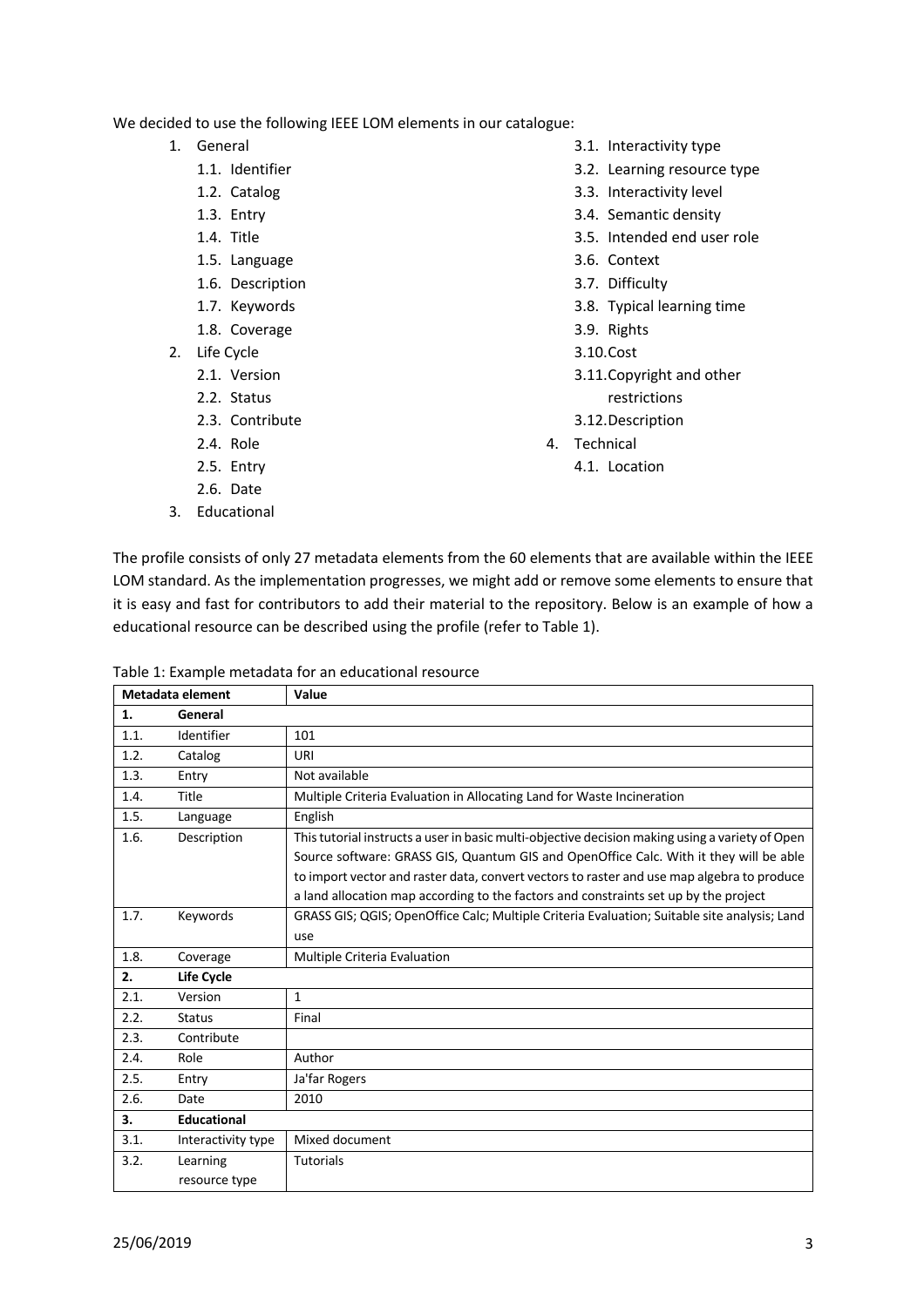We decided to use the following IEEE LOM elements in our catalogue:

1. General
   1.1. Identifier
   1.2. Catalog
   1.3. Entry
   1.4. Title
   1.5. Language
   1.6. Description
   1.7. Keywords
   1.8. Coverage
2. Life Cycle
   2.1. Version
   2.2. Status
   2.3. Contribute
   2.4. Role
   2.5. Entry
   2.6. Date
3. Educational
   3.1. Interactivity type
   3.2. Learning resource type
   3.3. Interactivity level
   3.4. Semantic density
   3.5. Intended end user role
   3.6. Context
   3.7. Difficulty
   3.8. Typical learning time
   3.9. Rights
   3.10. Cost
   3.11. Copyright and other restrictions
   3.12. Description
4. Technical
   4.1. Location

The profile consists of only 27 metadata elements from the 60 elements that are available within the IEEE LOM standard. As the implementation progresses, we might add or remove some elements to ensure that it is easy and fast for contributors to add their material to the repository. Below is an example of how a educational resource can be described using the profile (refer to Table 1).

Table 1: Example metadata for an educational resource

| Metadata element | | Value |
|---|---|---|
| **1.** | **General** | |
| 1.1. | Identifier | 101 |
| 1.2. | Catalog | URI |
| 1.3. | Entry | Not available |
| 1.4. | Title | Multiple Criteria Evaluation in Allocating Land for Waste Incineration |
| 1.5. | Language | English |
| 1.6. | Description | This tutorial instructs a user in basic multi-objective decision making using a variety of Open Source software: GRASS GIS, Quantum GIS and OpenOffice Calc. With it they will be able to import vector and raster data, convert vectors to raster and use map algebra to produce a land allocation map according to the factors and constraints set up by the project |
| 1.7. | Keywords | GRASS GIS; QGIS; OpenOffice Calc; Multiple Criteria Evaluation; Suitable site analysis; Land use |
| 1.8. | Coverage | Multiple Criteria Evaluation |
| **2.** | **Life Cycle** | |
| 2.1. | Version | 1 |
| 2.2. | Status | Final |
| 2.3. | Contribute | |
| 2.4. | Role | Author |
| 2.5. | Entry | Ja'far Rogers |
| 2.6. | Date | 2010 |
| **3.** | **Educational** | |
| 3.1. | Interactivity type | Mixed document |
| 3.2. | Learning resource type | Tutorials |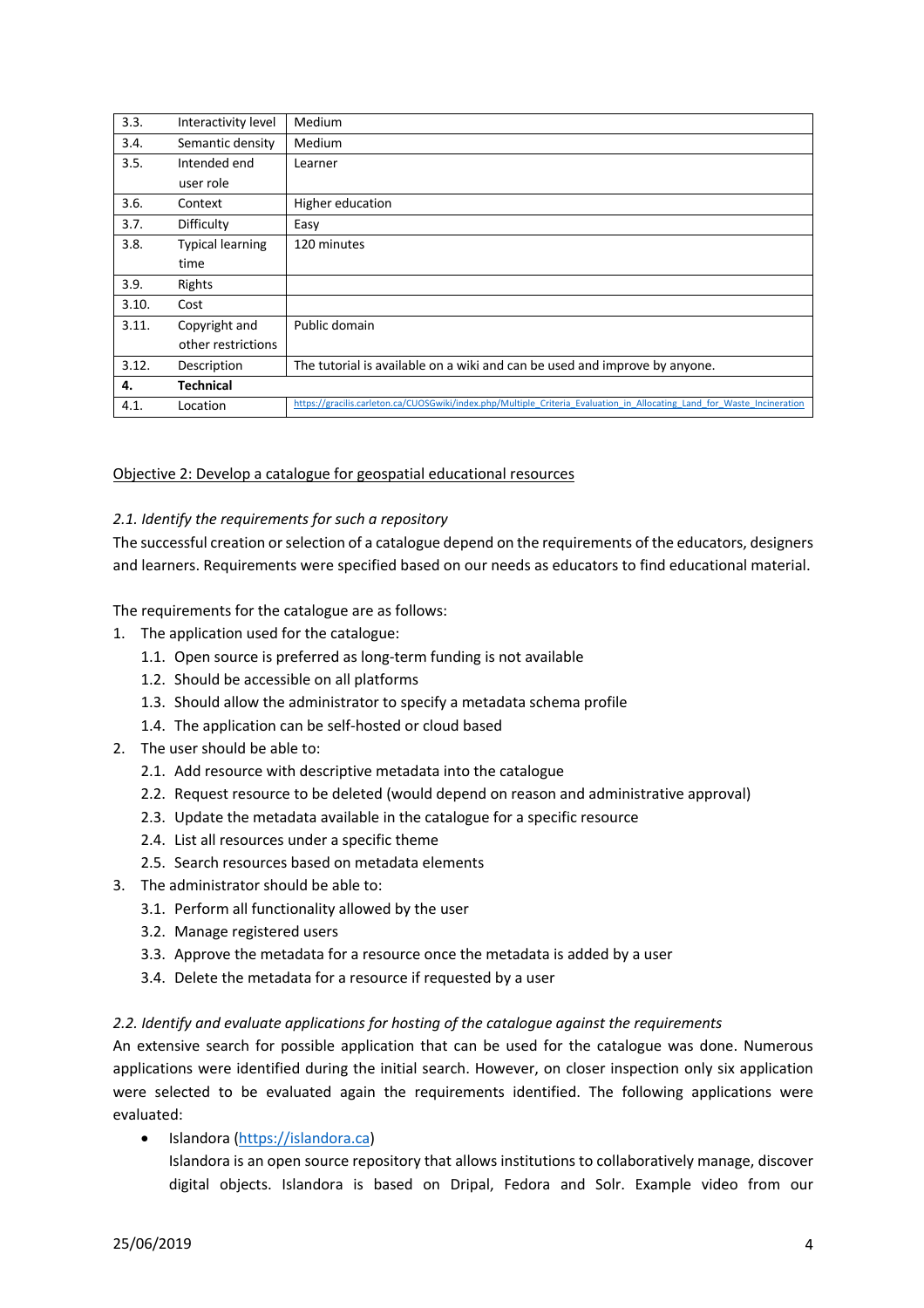| 3.3. | Interactivity level | Medium |
|---|---|---|
| 3.4. | Semantic density | Medium |
| 3.5. | Intended end user role | Learner |
| 3.6. | Context | Higher education |
| 3.7. | Difficulty | Easy |
| 3.8. | Typical learning time | 120 minutes |
| 3.9. | Rights | |
| 3.10. | Cost | |
| 3.11. | Copyright and other restrictions | Public domain |
| 3.12. | Description | The tutorial is available on a wiki and can be used and improve by anyone. |
| **4.** | **Technical** | |
| 4.1. | Location | https://gracilis.carleton.ca/CUOSGwiki/index.php/Multiple_Criteria_Evaluation_in_Allocating_Land_for_Waste_Incineration |

Objective 2: Develop a catalogue for geospatial educational resources

*2.1. Identify the requirements for such a repository*

The successful creation or selection of a catalogue depend on the requirements of the educators, designers and learners. Requirements were specified based on our needs as educators to find educational material.

The requirements for the catalogue are as follows:

1. The application used for the catalogue:
   1.1. Open source is preferred as long-term funding is not available
   1.2. Should be accessible on all platforms
   1.3. Should allow the administrator to specify a metadata schema profile
   1.4. The application can be self-hosted or cloud based
2. The user should be able to:
   2.1. Add resource with descriptive metadata into the catalogue
   2.2. Request resource to be deleted (would depend on reason and administrative approval)
   2.3. Update the metadata available in the catalogue for a specific resource
   2.4. List all resources under a specific theme
   2.5. Search resources based on metadata elements
3. The administrator should be able to:
   3.1. Perform all functionality allowed by the user
   3.2. Manage registered users
   3.3. Approve the metadata for a resource once the metadata is added by a user
   3.4. Delete the metadata for a resource if requested by a user

*2.2. Identify and evaluate applications for hosting of the catalogue against the requirements*

An extensive search for possible application that can be used for the catalogue was done. Numerous applications were identified during the initial search. However, on closer inspection only six application were selected to be evaluated again the requirements identified. The following applications were evaluated:

- Islandora (https://islandora.ca)
  Islandora is an open source repository that allows institutions to collaboratively manage, discover digital objects. Islandora is based on Dripal, Fedora and Solr. Example video from our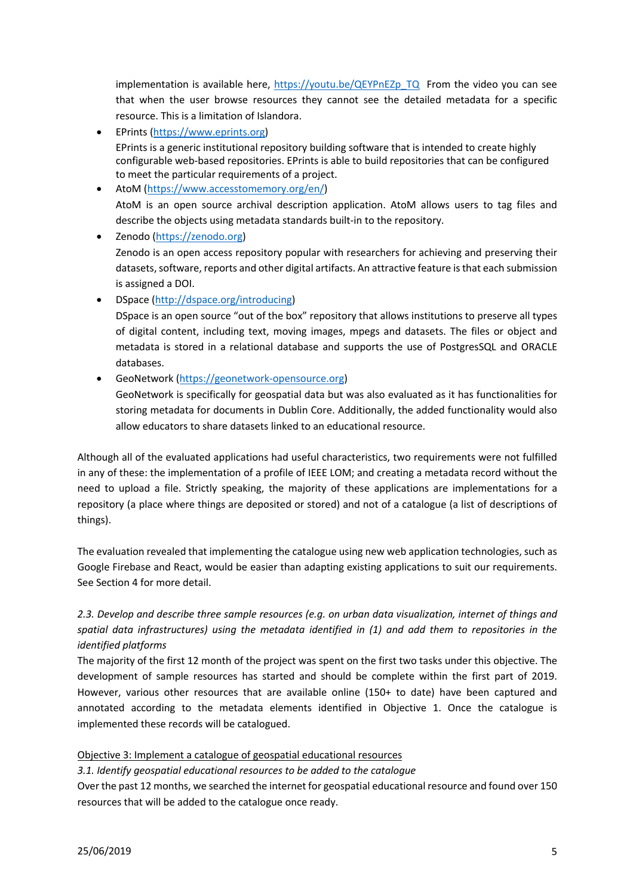implementation is available here, https://youtu.be/QEYPnEZp_TQ From the video you can see that when the user browse resources they cannot see the detailed metadata for a specific resource. This is a limitation of Islandora.

- EPrints (https://www.eprints.org)
  EPrints is a generic institutional repository building software that is intended to create highly configurable web-based repositories. EPrints is able to build repositories that can be configured to meet the particular requirements of a project.
- AtoM (https://www.accesstomemory.org/en/)
  AtoM is an open source archival description application. AtoM allows users to tag files and describe the objects using metadata standards built-in to the repository.
- Zenodo (https://zenodo.org)
  Zenodo is an open access repository popular with researchers for achieving and preserving their datasets, software, reports and other digital artifacts. An attractive feature is that each submission is assigned a DOI.
- DSpace (http://dspace.org/introducing)
  DSpace is an open source "out of the box" repository that allows institutions to preserve all types of digital content, including text, moving images, mpegs and datasets. The files or object and metadata is stored in a relational database and supports the use of PostgresSQL and ORACLE databases.
- GeoNetwork (https://geonetwork-opensource.org)
  GeoNetwork is specifically for geospatial data but was also evaluated as it has functionalities for storing metadata for documents in Dublin Core. Additionally, the added functionality would also allow educators to share datasets linked to an educational resource.

Although all of the evaluated applications had useful characteristics, two requirements were not fulfilled in any of these: the implementation of a profile of IEEE LOM; and creating a metadata record without the need to upload a file. Strictly speaking, the majority of these applications are implementations for a repository (a place where things are deposited or stored) and not of a catalogue (a list of descriptions of things).

The evaluation revealed that implementing the catalogue using new web application technologies, such as Google Firebase and React, would be easier than adapting existing applications to suit our requirements. See Section 4 for more detail.

*2.3. Develop and describe three sample resources (e.g. on urban data visualization, internet of things and spatial data infrastructures) using the metadata identified in (1) and add them to repositories in the identified platforms*

The majority of the first 12 month of the project was spent on the first two tasks under this objective. The development of sample resources has started and should be complete within the first part of 2019. However, various other resources that are available online (150+ to date) have been captured and annotated according to the metadata elements identified in Objective 1. Once the catalogue is implemented these records will be catalogued.

<u>Objective 3: Implement a catalogue of geospatial educational resources</u>

*3.1. Identify geospatial educational resources to be added to the catalogue*

Over the past 12 months, we searched the internet for geospatial educational resource and found over 150 resources that will be added to the catalogue once ready.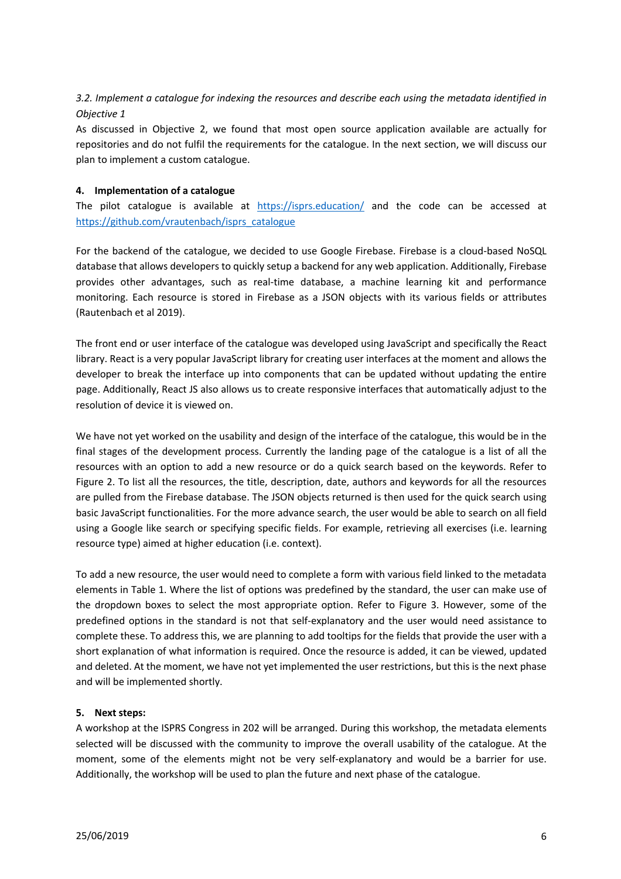*3.2. Implement a catalogue for indexing the resources and describe each using the metadata identified in Objective 1*

As discussed in Objective 2, we found that most open source application available are actually for repositories and do not fulfil the requirements for the catalogue. In the next section, we will discuss our plan to implement a custom catalogue.

## 4. Implementation of a catalogue

The pilot catalogue is available at https://isprs.education/ and the code can be accessed at https://github.com/vrautenbach/isprs_catalogue

For the backend of the catalogue, we decided to use Google Firebase. Firebase is a cloud-based NoSQL database that allows developers to quickly setup a backend for any web application. Additionally, Firebase provides other advantages, such as real-time database, a machine learning kit and performance monitoring. Each resource is stored in Firebase as a JSON objects with its various fields or attributes (Rautenbach et al 2019).

The front end or user interface of the catalogue was developed using JavaScript and specifically the React library. React is a very popular JavaScript library for creating user interfaces at the moment and allows the developer to break the interface up into components that can be updated without updating the entire page. Additionally, React JS also allows us to create responsive interfaces that automatically adjust to the resolution of device it is viewed on.

We have not yet worked on the usability and design of the interface of the catalogue, this would be in the final stages of the development process. Currently the landing page of the catalogue is a list of all the resources with an option to add a new resource or do a quick search based on the keywords. Refer to Figure 2. To list all the resources, the title, description, date, authors and keywords for all the resources are pulled from the Firebase database. The JSON objects returned is then used for the quick search using basic JavaScript functionalities. For the more advance search, the user would be able to search on all field using a Google like search or specifying specific fields. For example, retrieving all exercises (i.e. learning resource type) aimed at higher education (i.e. context).

To add a new resource, the user would need to complete a form with various field linked to the metadata elements in Table 1. Where the list of options was predefined by the standard, the user can make use of the dropdown boxes to select the most appropriate option. Refer to Figure 3. However, some of the predefined options in the standard is not that self-explanatory and the user would need assistance to complete these. To address this, we are planning to add tooltips for the fields that provide the user with a short explanation of what information is required. Once the resource is added, it can be viewed, updated and deleted. At the moment, we have not yet implemented the user restrictions, but this is the next phase and will be implemented shortly.

## 5. Next steps:

A workshop at the ISPRS Congress in 202 will be arranged. During this workshop, the metadata elements selected will be discussed with the community to improve the overall usability of the catalogue. At the moment, some of the elements might not be very self-explanatory and would be a barrier for use. Additionally, the workshop will be used to plan the future and next phase of the catalogue.

25/06/2019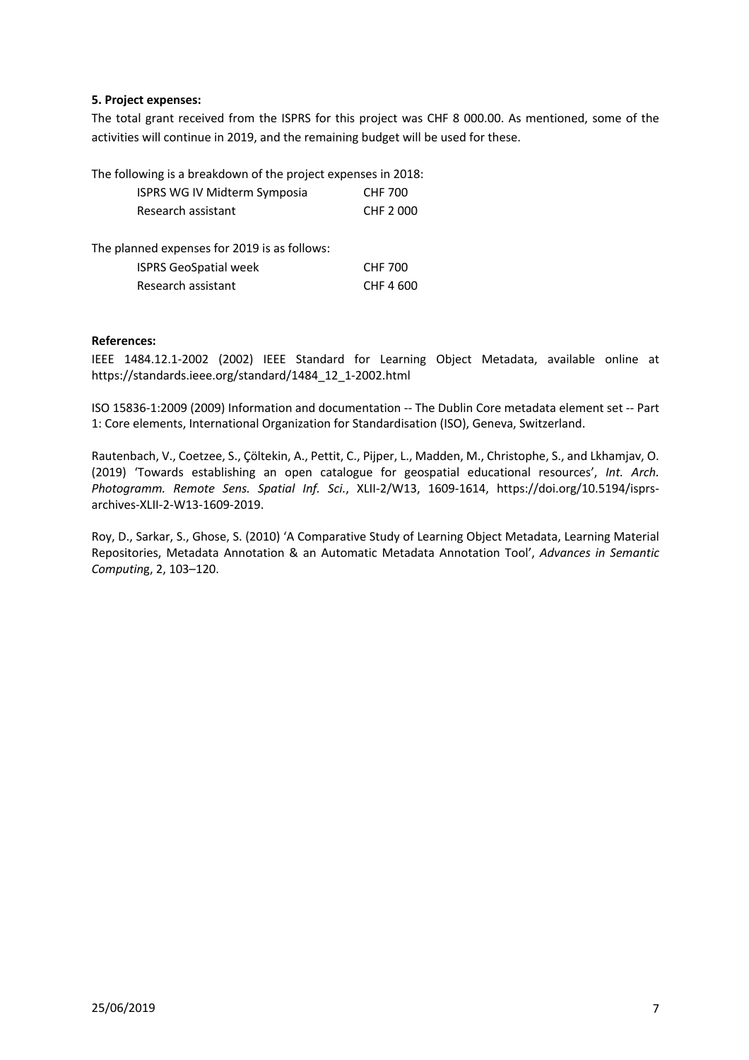**5. Project expenses:**

The total grant received from the ISPRS for this project was CHF 8 000.00. As mentioned, some of the activities will continue in 2019, and the remaining budget will be used for these.

The following is a breakdown of the project expenses in 2018:

| | |
|---|---|
| ISPRS WG IV Midterm Symposia | CHF 700 |
| Research assistant | CHF 2 000 |

The planned expenses for 2019 is as follows:

| | |
|---|---|
| ISPRS GeoSpatial week | CHF 700 |
| Research assistant | CHF 4 600 |

**References:**

IEEE 1484.12.1-2002 (2002) IEEE Standard for Learning Object Metadata, available online at https://standards.ieee.org/standard/1484_12_1-2002.html

ISO 15836-1:2009 (2009) Information and documentation -- The Dublin Core metadata element set -- Part 1: Core elements, International Organization for Standardisation (ISO), Geneva, Switzerland.

Rautenbach, V., Coetzee, S., Çöltekin, A., Pettit, C., Pijper, L., Madden, M., Christophe, S., and Lkhamjav, O. (2019) 'Towards establishing an open catalogue for geospatial educational resources', *Int. Arch. Photogramm. Remote Sens. Spatial Inf. Sci.*, XLII-2/W13, 1609-1614, https://doi.org/10.5194/isprs-archives-XLII-2-W13-1609-2019.

Roy, D., Sarkar, S., Ghose, S. (2010) 'A Comparative Study of Learning Object Metadata, Learning Material Repositories, Metadata Annotation & an Automatic Metadata Annotation Tool', *Advances in Semantic Computing*, 2, 103–120.

25/06/2019